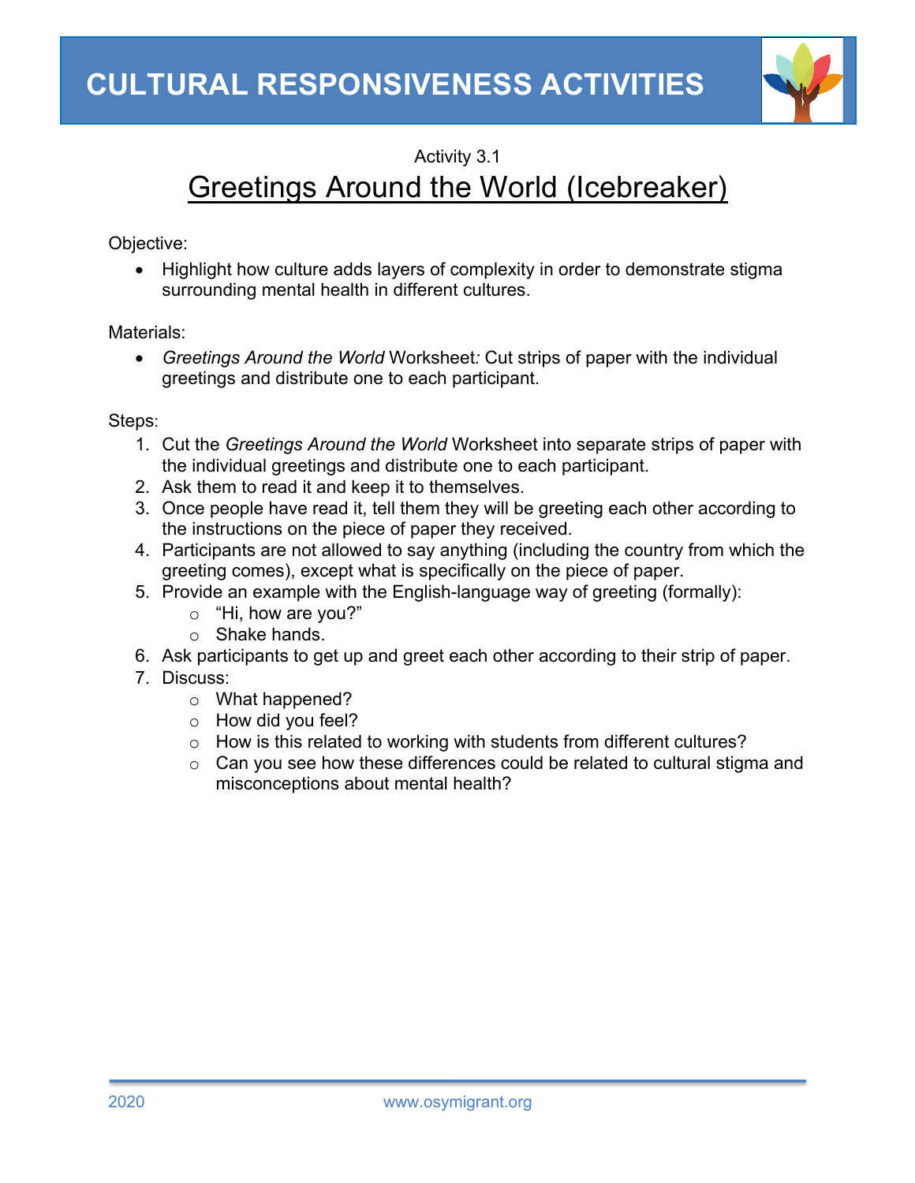# CULTURAL RESPONSIVENESS ACTIVITIES

Activity 3.1

## Greetings Around the World (Icebreaker)

Objective:

- Highlight how culture adds layers of complexity in order to demonstrate stigma surrounding mental health in different cultures.

Materials:

- *Greetings Around the World* Worksheet*:* Cut strips of paper with the individual greetings and distribute one to each participant.

Steps:

1. Cut the *Greetings Around the World* Worksheet into separate strips of paper with the individual greetings and distribute one to each participant.
2. Ask them to read it and keep it to themselves.
3. Once people have read it, tell them they will be greeting each other according to the instructions on the piece of paper they received.
4. Participants are not allowed to say anything (including the country from which the greeting comes), except what is specifically on the piece of paper.
5. Provide an example with the English-language way of greeting (formally):
   - "Hi, how are you?"
   - Shake hands.
6. Ask participants to get up and greet each other according to their strip of paper.
7. Discuss:
   - What happened?
   - How did you feel?
   - How is this related to working with students from different cultures?
   - Can you see how these differences could be related to cultural stigma and misconceptions about mental health?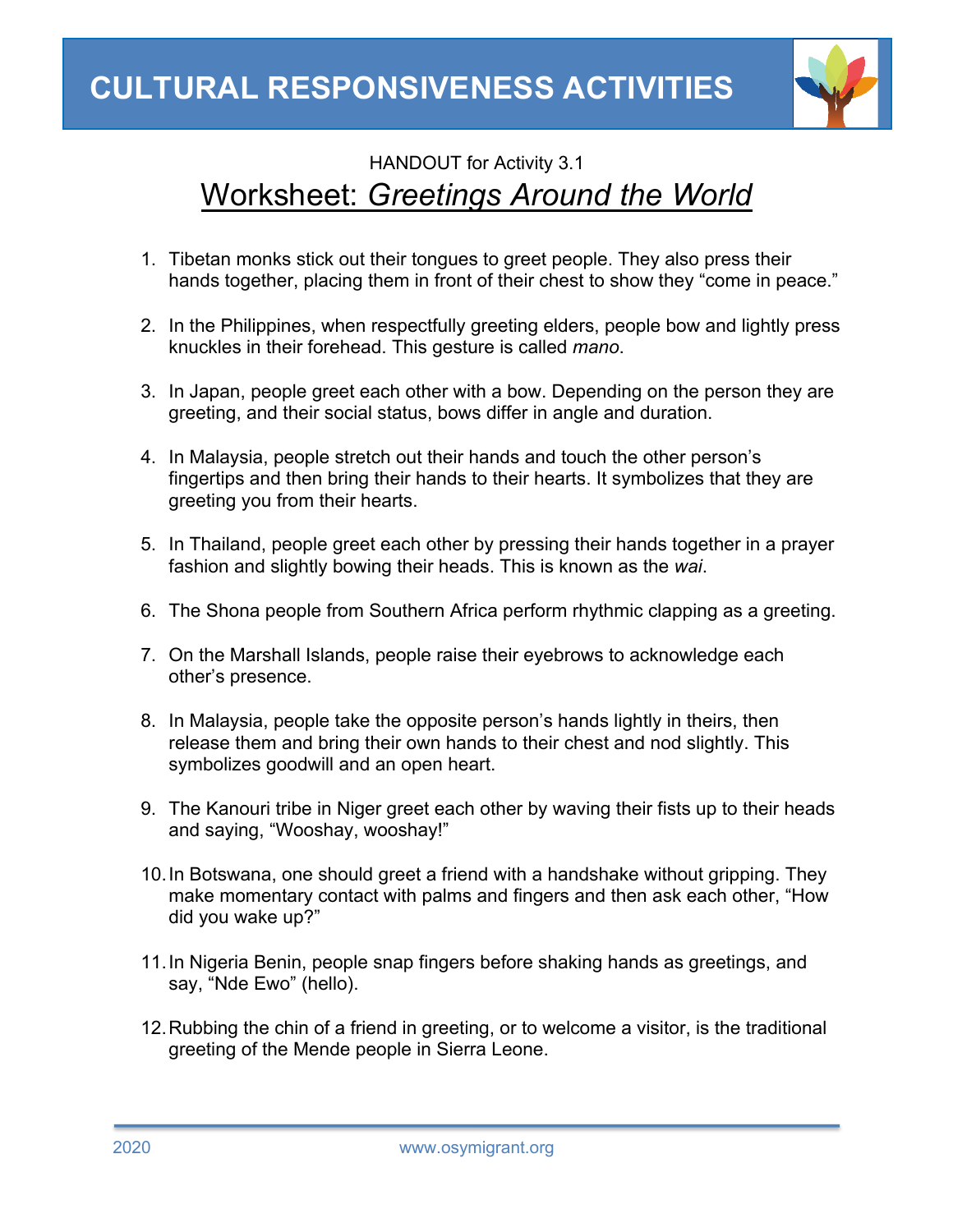# CULTURAL RESPONSIVENESS ACTIVITIES

HANDOUT for Activity 3.1

## Worksheet: *Greetings Around the World*

1. Tibetan monks stick out their tongues to greet people. They also press their hands together, placing them in front of their chest to show they "come in peace."

2. In the Philippines, when respectfully greeting elders, people bow and lightly press knuckles in their forehead. This gesture is called *mano*.

3. In Japan, people greet each other with a bow. Depending on the person they are greeting, and their social status, bows differ in angle and duration.

4. In Malaysia, people stretch out their hands and touch the other person's fingertips and then bring their hands to their hearts. It symbolizes that they are greeting you from their hearts.

5. In Thailand, people greet each other by pressing their hands together in a prayer fashion and slightly bowing their heads. This is known as the *wai*.

6. The Shona people from Southern Africa perform rhythmic clapping as a greeting.

7. On the Marshall Islands, people raise their eyebrows to acknowledge each other's presence.

8. In Malaysia, people take the opposite person's hands lightly in theirs, then release them and bring their own hands to their chest and nod slightly. This symbolizes goodwill and an open heart.

9. The Kanouri tribe in Niger greet each other by waving their fists up to their heads and saying, "Wooshay, wooshay!"

10. In Botswana, one should greet a friend with a handshake without gripping. They make momentary contact with palms and fingers and then ask each other, "How did you wake up?"

11. In Nigeria Benin, people snap fingers before shaking hands as greetings, and say, "Nde Ewo" (hello).

12. Rubbing the chin of a friend in greeting, or to welcome a visitor, is the traditional greeting of the Mende people in Sierra Leone.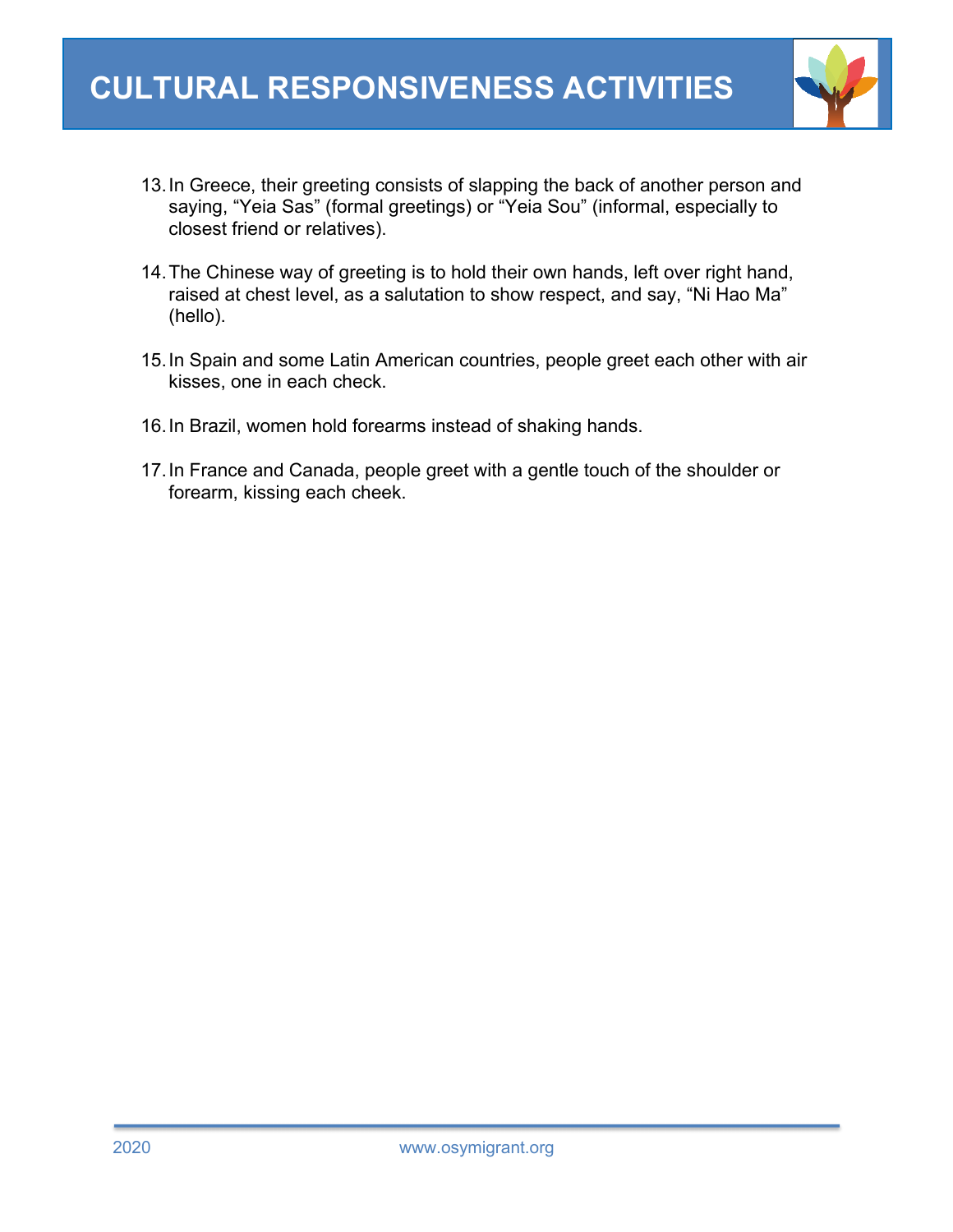13. In Greece, their greeting consists of slapping the back of another person and saying, “Yeia Sas” (formal greetings) or “Yeia Sou” (informal, especially to closest friend or relatives).

14. The Chinese way of greeting is to hold their own hands, left over right hand, raised at chest level, as a salutation to show respect, and say, “Ni Hao Ma” (hello).

15. In Spain and some Latin American countries, people greet each other with air kisses, one in each check.

16. In Brazil, women hold forearms instead of shaking hands.

17. In France and Canada, people greet with a gentle touch of the shoulder or forearm, kissing each cheek.